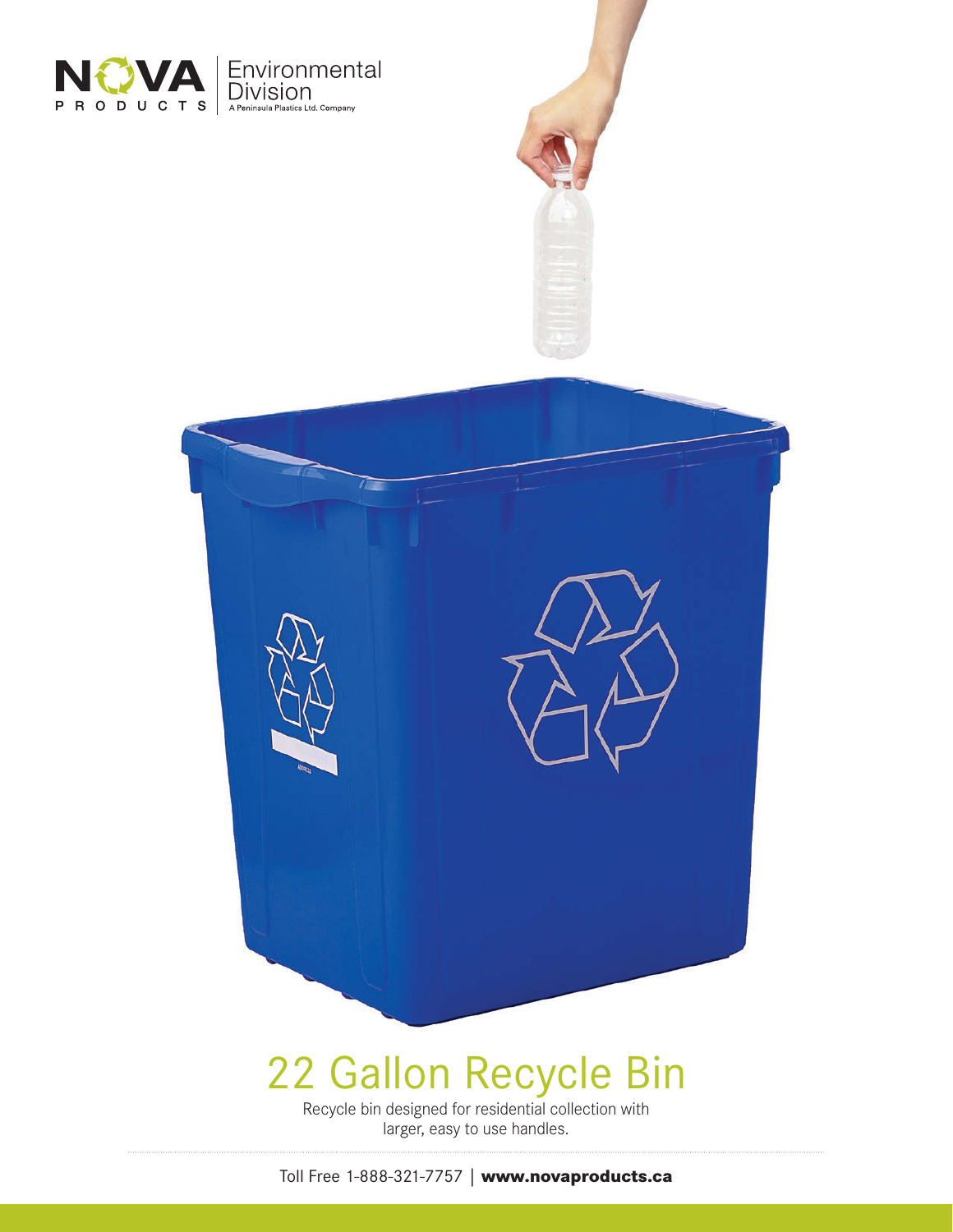NOVA PRODUCTS | Environmental Division
A Peninsula Plastics Ltd. Company

# 22 Gallon Recycle Bin

Recycle bin designed for residential collection with larger, easy to use handles.

Toll Free 1-888-321-7757 | **www.novaproducts.ca**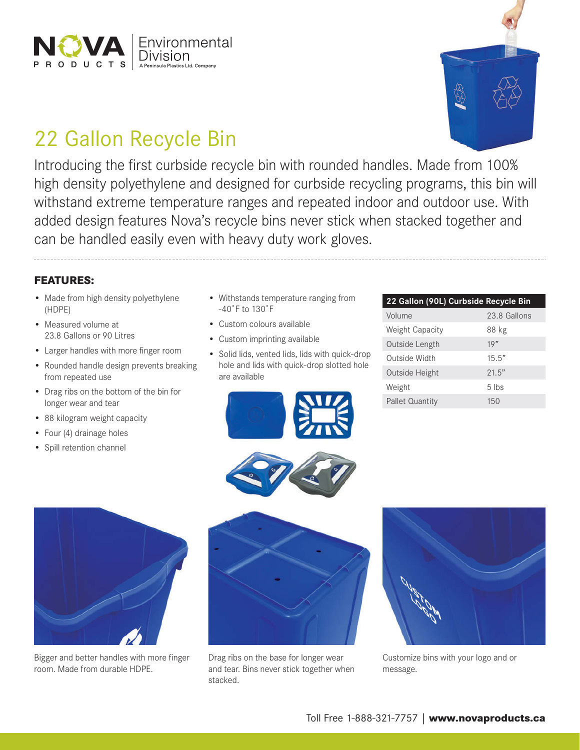NOVA PRODUCTS | Environmental Division
A Peninsula Plastics Ltd. Company

# 22 Gallon Recycle Bin

Introducing the first curbside recycle bin with rounded handles. Made from 100% high density polyethylene and designed for curbside recycling programs, this bin will withstand extreme temperature ranges and repeated indoor and outdoor use. With added design features Nova's recycle bins never stick when stacked together and can be handled easily even with heavy duty work gloves.

## FEATURES:

- Made from high density polyethylene (HDPE)
- Measured volume at 23.8 Gallons or 90 Litres
- Larger handles with more finger room
- Rounded handle design prevents breaking from repeated use
- Drag ribs on the bottom of the bin for longer wear and tear
- 88 kilogram weight capacity
- Four (4) drainage holes
- Spill retention channel
- Withstands temperature ranging from -40˚F to 130˚F
- Custom colours available
- Custom imprinting available
- Solid lids, vented lids, lids with quick-drop hole and lids with quick-drop slotted hole are available

| 22 Gallon (90L) Curbside Recycle Bin | |
|---|---|
| Volume | 23.8 Gallons |
| Weight Capacity | 88 kg |
| Outside Length | 19" |
| Outside Width | 15.5" |
| Outside Height | 21.5" |
| Weight | 5 lbs |
| Pallet Quantity | 150 |

Bigger and better handles with more finger room. Made from durable HDPE.

Drag ribs on the base for longer wear and tear. Bins never stick together when stacked.

Customize bins with your logo and or message.

Toll Free 1-888-321-7757 | **www.novaproducts.ca**